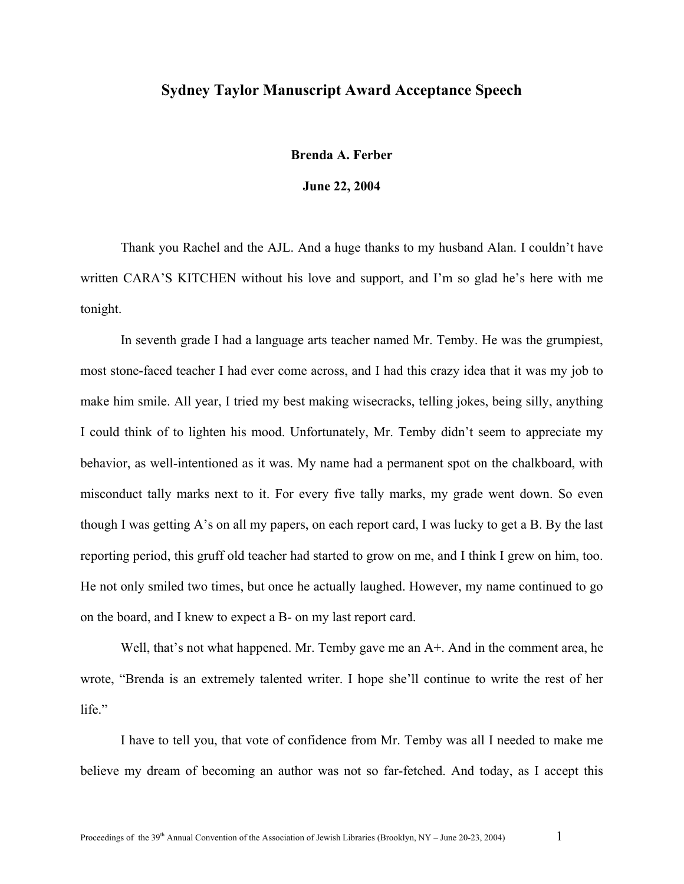# Sydney Taylor Manuscript Award Acceptance Speech

**Brenda A. Ferber**

**June 22, 2004**

Thank you Rachel and the AJL. And a huge thanks to my husband Alan. I couldn't have written CARA'S KITCHEN without his love and support, and I'm so glad he's here with me tonight.

In seventh grade I had a language arts teacher named Mr. Temby. He was the grumpiest, most stone-faced teacher I had ever come across, and I had this crazy idea that it was my job to make him smile. All year, I tried my best making wisecracks, telling jokes, being silly, anything I could think of to lighten his mood. Unfortunately, Mr. Temby didn't seem to appreciate my behavior, as well-intentioned as it was. My name had a permanent spot on the chalkboard, with misconduct tally marks next to it. For every five tally marks, my grade went down. So even though I was getting A's on all my papers, on each report card, I was lucky to get a B. By the last reporting period, this gruff old teacher had started to grow on me, and I think I grew on him, too. He not only smiled two times, but once he actually laughed. However, my name continued to go on the board, and I knew to expect a B- on my last report card.

Well, that's not what happened. Mr. Temby gave me an A+. And in the comment area, he wrote, "Brenda is an extremely talented writer. I hope she'll continue to write the rest of her life."

I have to tell you, that vote of confidence from Mr. Temby was all I needed to make me believe my dream of becoming an author was not so far-fetched. And today, as I accept this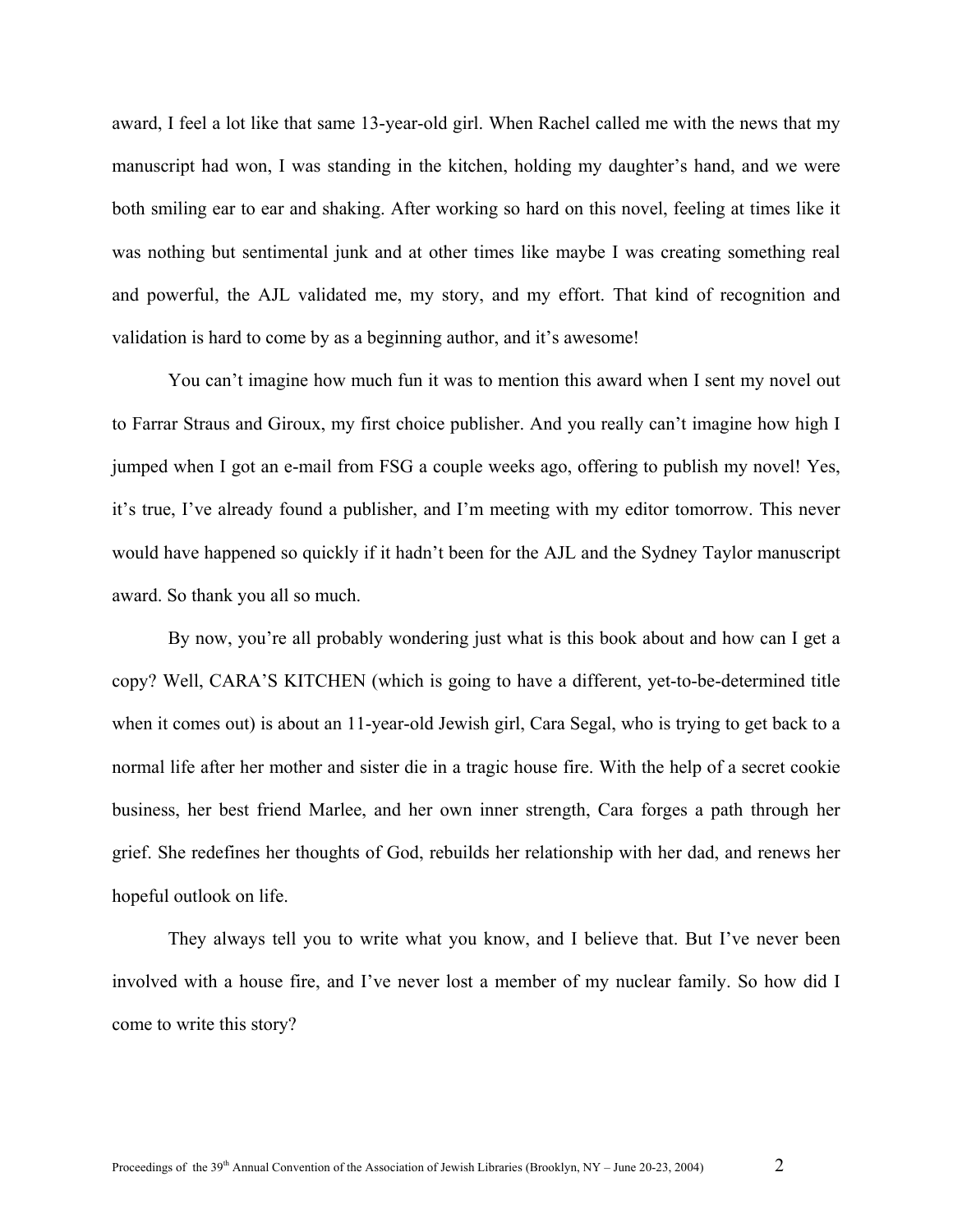award, I feel a lot like that same 13-year-old girl. When Rachel called me with the news that my manuscript had won, I was standing in the kitchen, holding my daughter's hand, and we were both smiling ear to ear and shaking. After working so hard on this novel, feeling at times like it was nothing but sentimental junk and at other times like maybe I was creating something real and powerful, the AJL validated me, my story, and my effort. That kind of recognition and validation is hard to come by as a beginning author, and it's awesome!

You can't imagine how much fun it was to mention this award when I sent my novel out to Farrar Straus and Giroux, my first choice publisher. And you really can't imagine how high I jumped when I got an e-mail from FSG a couple weeks ago, offering to publish my novel! Yes, it's true, I've already found a publisher, and I'm meeting with my editor tomorrow. This never would have happened so quickly if it hadn't been for the AJL and the Sydney Taylor manuscript award. So thank you all so much.

By now, you're all probably wondering just what is this book about and how can I get a copy? Well, CARA'S KITCHEN (which is going to have a different, yet-to-be-determined title when it comes out) is about an 11-year-old Jewish girl, Cara Segal, who is trying to get back to a normal life after her mother and sister die in a tragic house fire. With the help of a secret cookie business, her best friend Marlee, and her own inner strength, Cara forges a path through her grief. She redefines her thoughts of God, rebuilds her relationship with her dad, and renews her hopeful outlook on life.

They always tell you to write what you know, and I believe that. But I've never been involved with a house fire, and I've never lost a member of my nuclear family. So how did I come to write this story?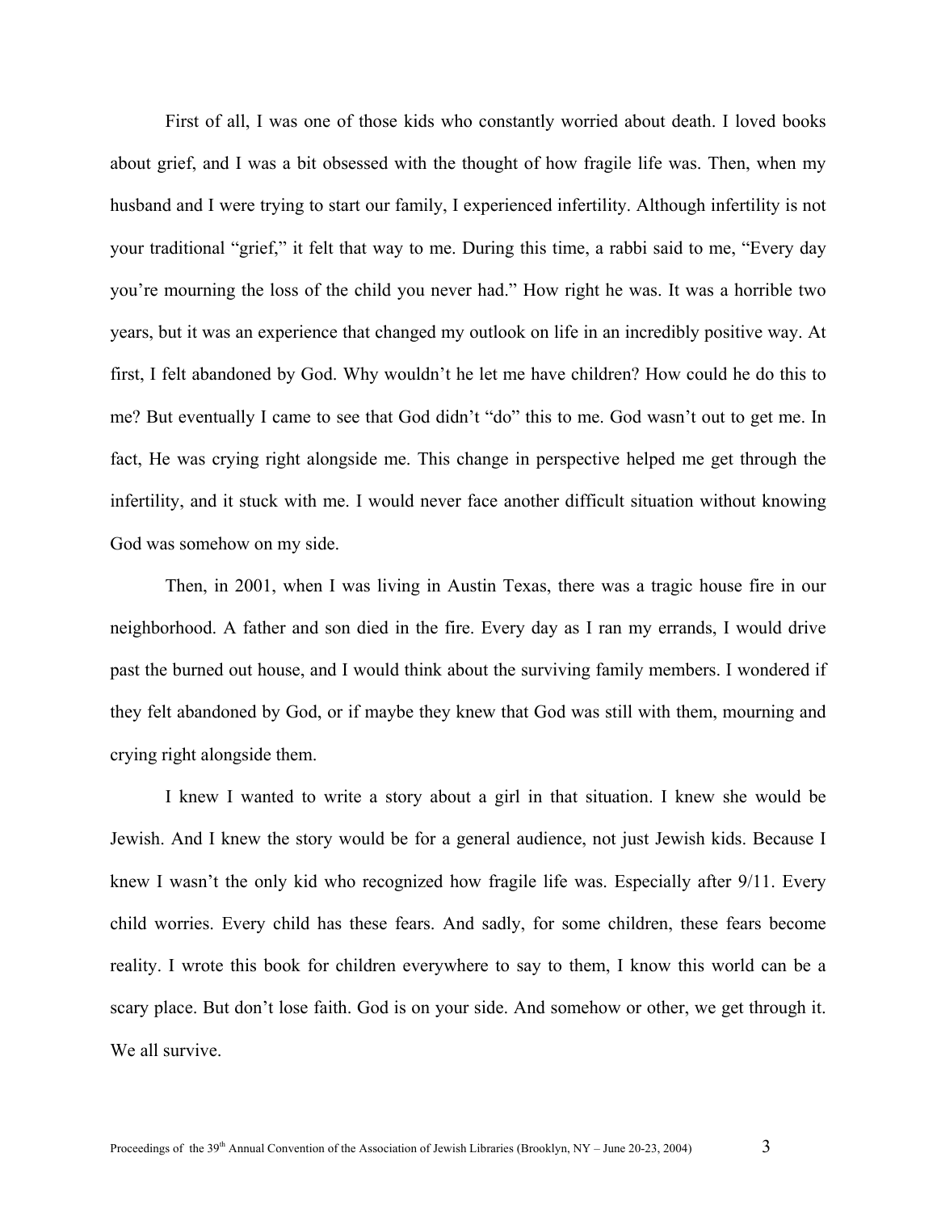First of all, I was one of those kids who constantly worried about death. I loved books about grief, and I was a bit obsessed with the thought of how fragile life was. Then, when my husband and I were trying to start our family, I experienced infertility. Although infertility is not your traditional "grief," it felt that way to me. During this time, a rabbi said to me, "Every day you're mourning the loss of the child you never had." How right he was. It was a horrible two years, but it was an experience that changed my outlook on life in an incredibly positive way. At first, I felt abandoned by God. Why wouldn't he let me have children? How could he do this to me? But eventually I came to see that God didn't "do" this to me. God wasn't out to get me. In fact, He was crying right alongside me. This change in perspective helped me get through the infertility, and it stuck with me. I would never face another difficult situation without knowing God was somehow on my side.

Then, in 2001, when I was living in Austin Texas, there was a tragic house fire in our neighborhood. A father and son died in the fire. Every day as I ran my errands, I would drive past the burned out house, and I would think about the surviving family members. I wondered if they felt abandoned by God, or if maybe they knew that God was still with them, mourning and crying right alongside them.

I knew I wanted to write a story about a girl in that situation. I knew she would be Jewish. And I knew the story would be for a general audience, not just Jewish kids. Because I knew I wasn't the only kid who recognized how fragile life was. Especially after 9/11. Every child worries. Every child has these fears. And sadly, for some children, these fears become reality. I wrote this book for children everywhere to say to them, I know this world can be a scary place. But don't lose faith. God is on your side. And somehow or other, we get through it. We all survive.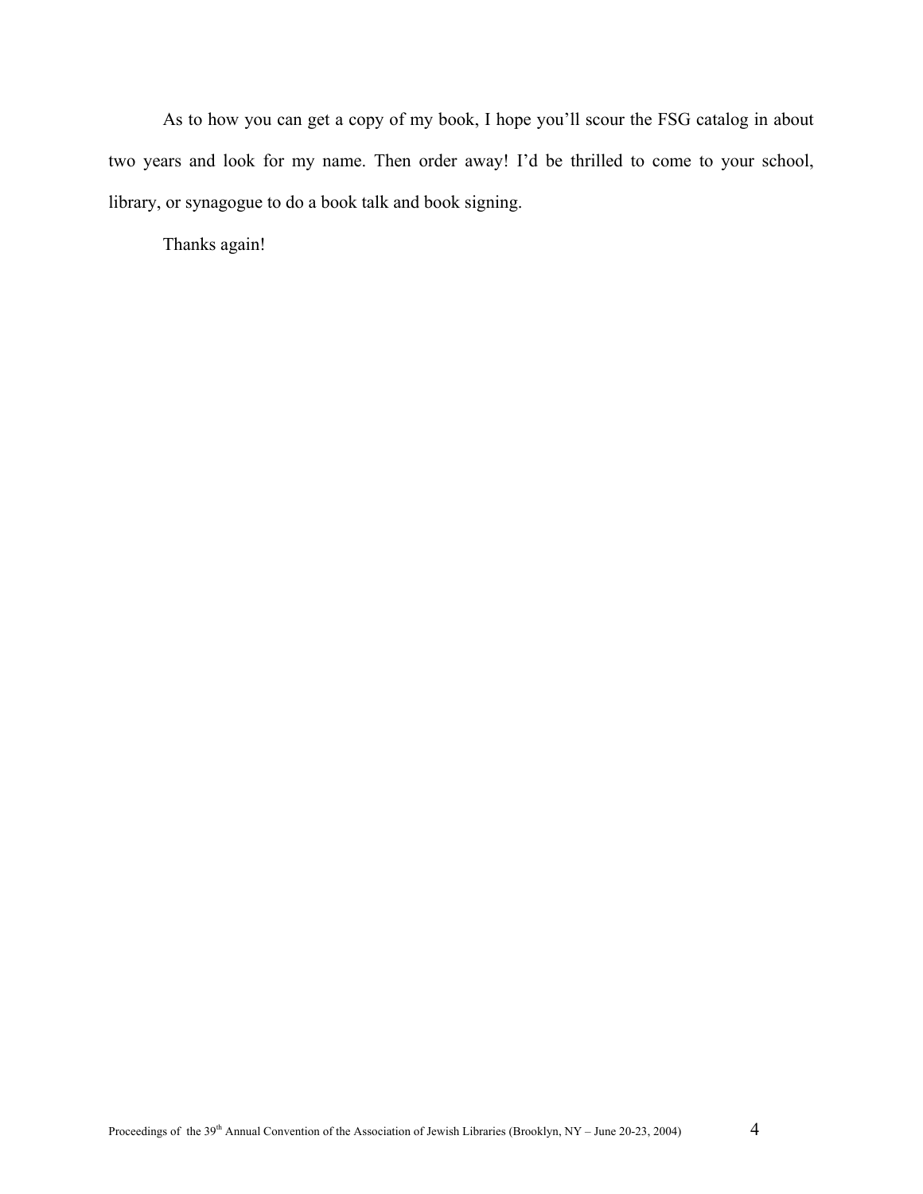As to how you can get a copy of my book, I hope you'll scour the FSG catalog in about two years and look for my name. Then order away! I'd be thrilled to come to your school, library, or synagogue to do a book talk and book signing.

Thanks again!